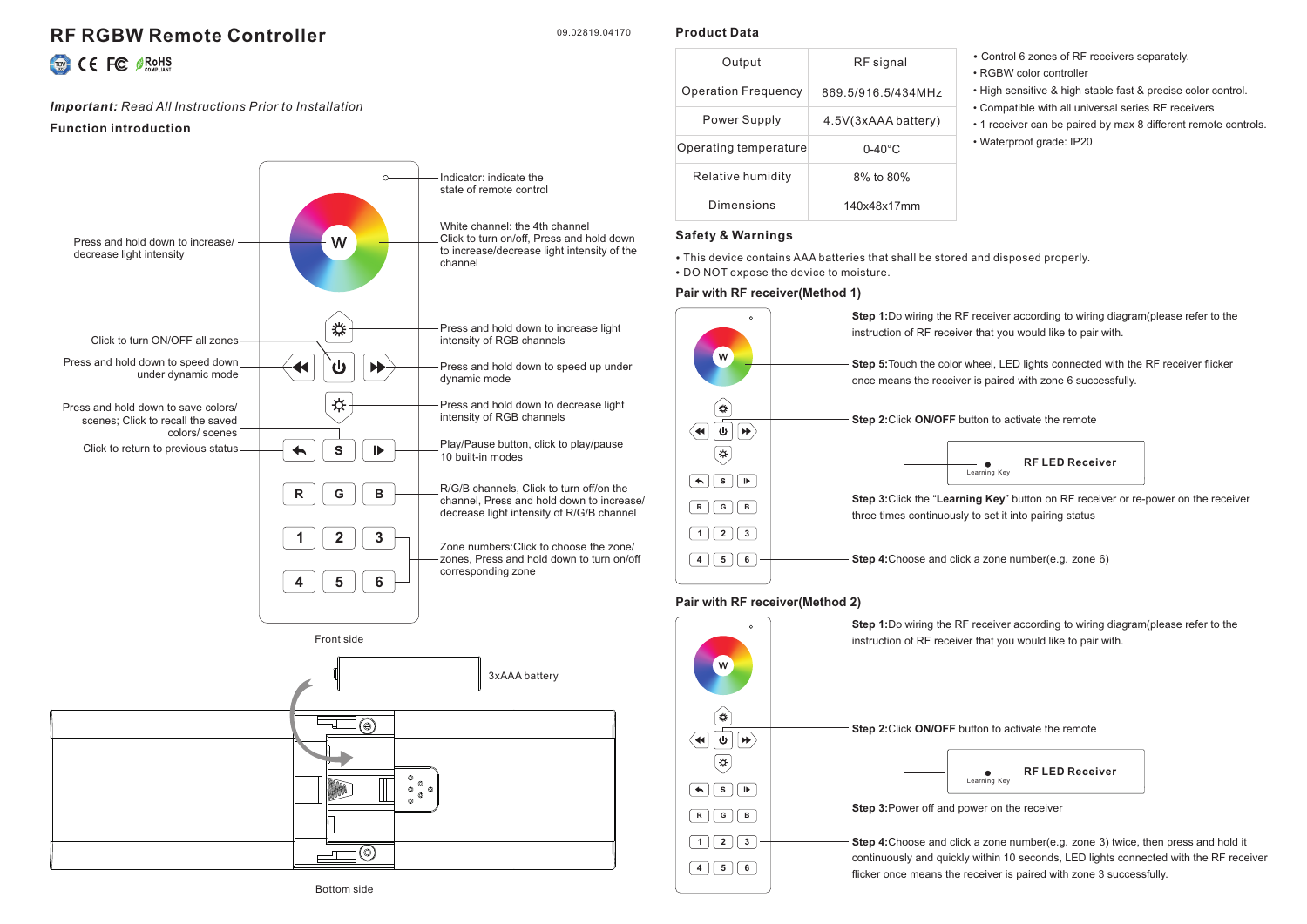# RF RGBW Remote Controller

09.02819.04170

***Important:*** *Read All Instructions Prior to Installation*

## Function introduction

- Indicator: indicate the state of remote control
- Press and hold down to increase/ decrease light intensity
- White channel: the 4th channel Click to turn on/off, Press and hold down to increase/decrease light intensity of the channel
- Press and hold down to increase light intensity of RGB channels
- Click to turn ON/OFF all zones
- Press and hold down to speed down under dynamic mode
- Press and hold down to speed up under dynamic mode
- Press and hold down to decrease light intensity of RGB channels
- Press and hold down to save colors/ scenes; Click to recall the saved colors/ scenes
- Click to return to previous status
- Play/Pause button, click to play/pause 10 built-in modes
- R/G/B channels, Click to turn off/on the channel, Press and hold down to increase/ decrease light intensity of R/G/B channel
- Zone numbers:Click to choose the zone/ zones, Press and hold down to turn on/off corresponding zone

Front side

3xAAA battery

Bottom side

## Product Data

| Output | RF signal |
|---|---|
| Operation Frequency | 869.5/916.5/434MHz |
| Power Supply | 4.5V(3xAAA battery) |
| Operating temperature | 0-40°C |
| Relative humidity | 8% to 80% |
| Dimensions | 140x48x17mm |

- Control 6 zones of RF receivers separately.
- RGBW color controller
- High sensitive & high stable fast & precise color control.
- Compatible with all universal series RF receivers
- 1 receiver can be paired by max 8 different remote controls.
- Waterproof grade: IP20

## Safety & Warnings

- This device contains AAA batteries that shall be stored and disposed properly.
- DO NOT expose the device to moisture.

## Pair with RF receiver(Method 1)

**Step 1:**Do wiring the RF receiver according to wiring diagram(please refer to the instruction of RF receiver that you would like to pair with.

**Step 2:**Click **ON/OFF** button to activate the remote

**Step 3:**Click the "**Learning Key**" button on RF receiver or re-power on the receiver three times continuously to set it into pairing status

**Step 4:**Choose and click a zone number(e.g. zone 6)

**Step 5:**Touch the color wheel, LED lights connected with the RF receiver flicker once means the receiver is paired with zone 6 successfully.

RF LED Receiver — Learning Key

## Pair with RF receiver(Method 2)

**Step 1:**Do wiring the RF receiver according to wiring diagram(please refer to the instruction of RF receiver that you would like to pair with.

**Step 2:**Click **ON/OFF** button to activate the remote

RF LED Receiver — Learning Key

**Step 3:**Power off and power on the receiver

**Step 4:**Choose and click a zone number(e.g. zone 3) twice, then press and hold it continuously and quickly within 10 seconds, LED lights connected with the RF receiver flicker once means the receiver is paired with zone 3 successfully.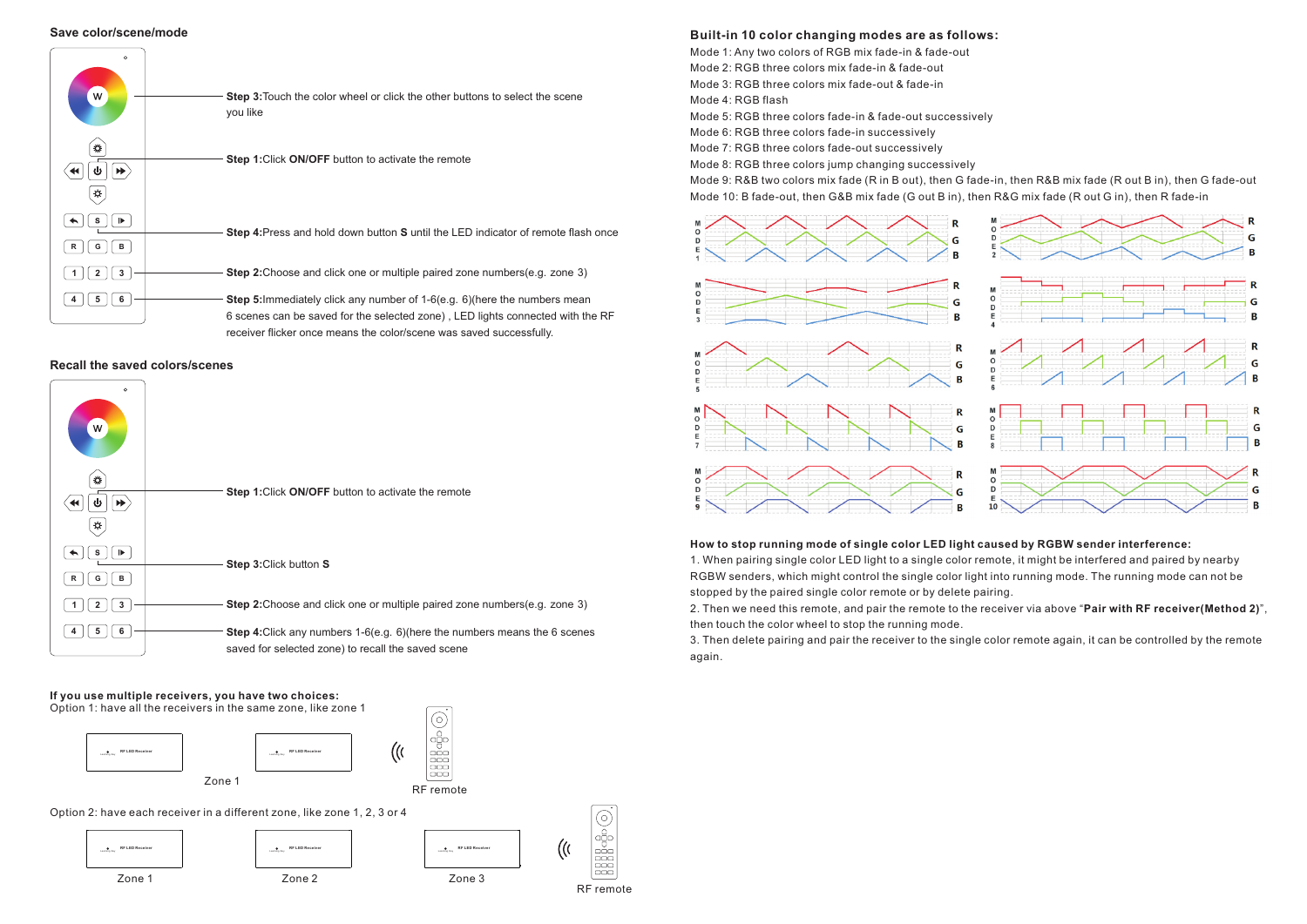## Save color/scene/mode

**Step 3:** Touch the color wheel or click the other buttons to select the scene you like

**Step 1:** Click **ON/OFF** button to activate the remote

**Step 4:** Press and hold down button **S** until the LED indicator of remote flash once

**Step 2:** Choose and click one or multiple paired zone numbers(e.g. zone 3)

**Step 5:** Immediately click any number of 1-6(e.g. 6)(here the numbers mean 6 scenes can be saved for the selected zone) , LED lights connected with the RF receiver flicker once means the color/scene was saved successfully.

## Recall the saved colors/scenes

**Step 1:** Click **ON/OFF** button to activate the remote

**Step 3:** Click button **S**

**Step 2:** Choose and click one or multiple paired zone numbers(e.g. zone 3)

**Step 4:** Click any numbers 1-6(e.g. 6)(here the numbers means the 6 scenes saved for selected zone) to recall the saved scene

**If you use multiple receivers, you have two choices:**

Option 1: have all the receivers in the same zone, like zone 1

Zone 1

RF remote

Option 2: have each receiver in a different zone, like zone 1, 2, 3 or 4

Zone 1

Zone 2

Zone 3

RF remote

## Built-in 10 color changing modes are as follows:

Mode 1: Any two colors of RGB mix fade-in & fade-out
Mode 2: RGB three colors mix fade-in & fade-out
Mode 3: RGB three colors mix fade-out & fade-in
Mode 4: RGB flash
Mode 5: RGB three colors fade-in & fade-out successively
Mode 6: RGB three colors fade-in successively
Mode 7: RGB three colors fade-out successively
Mode 8: RGB three colors jump changing successively
Mode 9: R&B two colors mix fade (R in B out), then G fade-in, then R&B mix fade (R out B in), then G fade-out
Mode 10: B fade-out, then G&B mix fade (G out B in), then R&G mix fade (R out G in), then R fade-in

MODE 1 R G B
MODE 2 R G B
MODE 3 R G B
MODE 4 R G B
MODE 5 R G B
MODE 6 R G B
MODE 7 R G B
MODE 8 R G B
MODE 9 R G B
MODE 10 R G B

**How to stop running mode of single color LED light caused by RGBW sender interference:**

1. When pairing single color LED light to a single color remote, it might be interfered and paired by nearby RGBW senders, which might control the single color light into running mode. The running mode can not be stopped by the paired single color remote or by delete pairing.
2. Then we need this remote, and pair the remote to the receiver via above "**Pair with RF receiver(Method 2)**", then touch the color wheel to stop the running mode.
3. Then delete pairing and pair the receiver to the single color remote again, it can be controlled by the remote again.